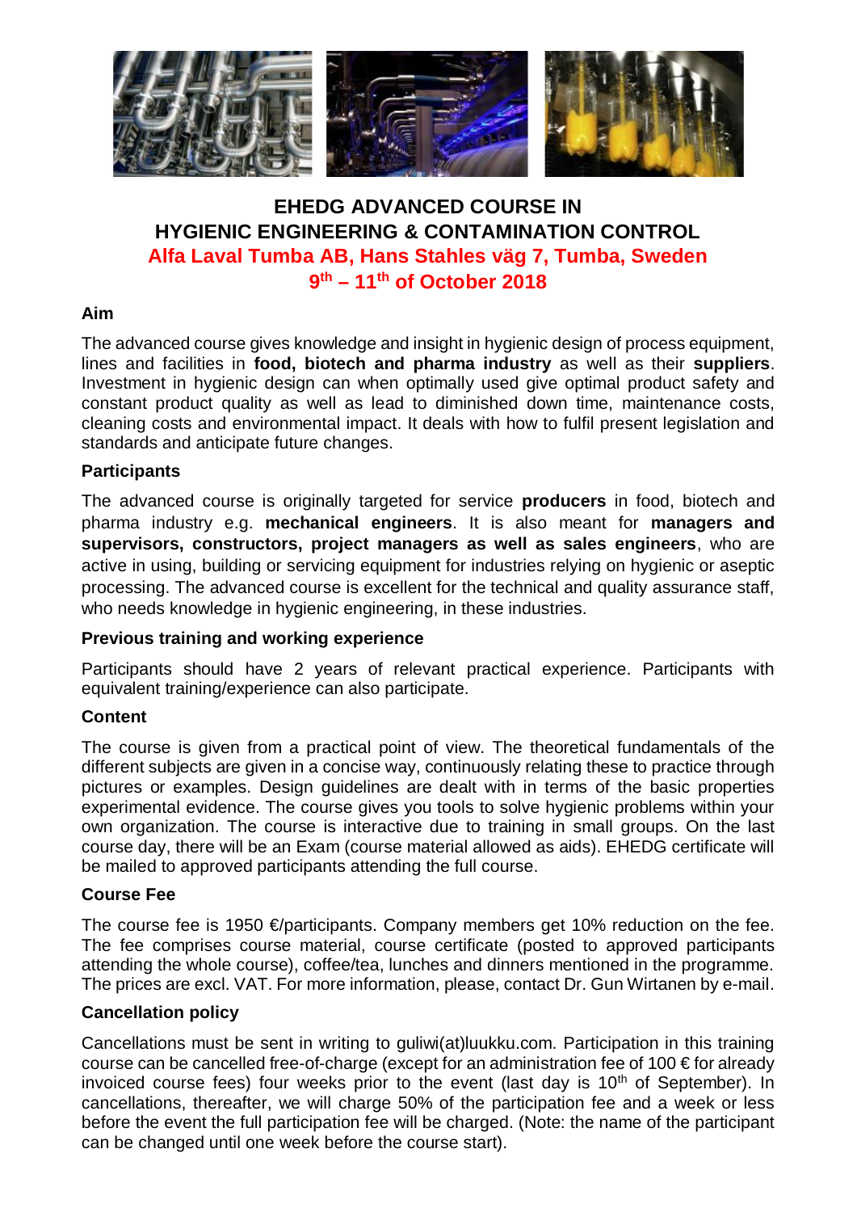# EHEDG ADVANCED COURSE IN HYGIENIC ENGINEERING & CONTAMINATION CONTROL

## Alfa Laval Tumba AB, Hans Stahles väg 7, Tumba, Sweden

## 9th – 11th of October 2018

### Aim

The advanced course gives knowledge and insight in hygienic design of process equipment, lines and facilities in **food, biotech and pharma industry** as well as their **suppliers**. Investment in hygienic design can when optimally used give optimal product safety and constant product quality as well as lead to diminished down time, maintenance costs, cleaning costs and environmental impact. It deals with how to fulfil present legislation and standards and anticipate future changes.

### Participants

The advanced course is originally targeted for service **producers** in food, biotech and pharma industry e.g. **mechanical engineers**. It is also meant for **managers and supervisors, constructors, project managers as well as sales engineers**, who are active in using, building or servicing equipment for industries relying on hygienic or aseptic processing. The advanced course is excellent for the technical and quality assurance staff, who needs knowledge in hygienic engineering, in these industries.

### Previous training and working experience

Participants should have 2 years of relevant practical experience. Participants with equivalent training/experience can also participate.

### Content

The course is given from a practical point of view. The theoretical fundamentals of the different subjects are given in a concise way, continuously relating these to practice through pictures or examples. Design guidelines are dealt with in terms of the basic properties experimental evidence. The course gives you tools to solve hygienic problems within your own organization. The course is interactive due to training in small groups. On the last course day, there will be an Exam (course material allowed as aids). EHEDG certificate will be mailed to approved participants attending the full course.

### Course Fee

The course fee is 1950 €/participants. Company members get 10% reduction on the fee. The fee comprises course material, course certificate (posted to approved participants attending the whole course), coffee/tea, lunches and dinners mentioned in the programme. The prices are excl. VAT. For more information, please, contact Dr. Gun Wirtanen by e-mail.

### Cancellation policy

Cancellations must be sent in writing to guliwi(at)luukku.com. Participation in this training course can be cancelled free-of-charge (except for an administration fee of 100 € for already invoiced course fees) four weeks prior to the event (last day is 10th of September). In cancellations, thereafter, we will charge 50% of the participation fee and a week or less before the event the full participation fee will be charged. (Note: the name of the participant can be changed until one week before the course start).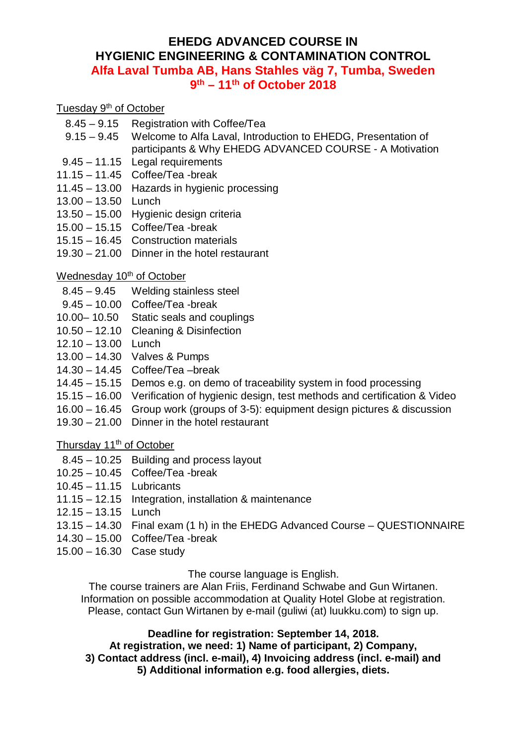# EHEDG ADVANCED COURSE IN HYGIENIC ENGINEERING & CONTAMINATION CONTROL

## Alfa Laval Tumba AB, Hans Stahles väg 7, Tumba, Sweden

## 9th – 11th of October 2018

### Tuesday 9th of October

| | |
|---|---|
| 8.45 – 9.15 | Registration with Coffee/Tea |
| 9.15 – 9.45 | Welcome to Alfa Laval, Introduction to EHEDG, Presentation of participants & Why EHEDG ADVANCED COURSE - A Motivation |
| 9.45 – 11.15 | Legal requirements |
| 11.15 – 11.45 | Coffee/Tea -break |
| 11.45 – 13.00 | Hazards in hygienic processing |
| 13.00 – 13.50 | Lunch |
| 13.50 – 15.00 | Hygienic design criteria |
| 15.00 – 15.15 | Coffee/Tea -break |
| 15.15 – 16.45 | Construction materials |
| 19.30 – 21.00 | Dinner in the hotel restaurant |

### Wednesday 10th of October

| | |
|---|---|
| 8.45 – 9.45 | Welding stainless steel |
| 9.45 – 10.00 | Coffee/Tea -break |
| 10.00– 10.50 | Static seals and couplings |
| 10.50 – 12.10 | Cleaning & Disinfection |
| 12.10 – 13.00 | Lunch |
| 13.00 – 14.30 | Valves & Pumps |
| 14.30 – 14.45 | Coffee/Tea –break |
| 14.45 – 15.15 | Demos e.g. on demo of traceability system in food processing |
| 15.15 – 16.00 | Verification of hygienic design, test methods and certification & Video |
| 16.00 – 16.45 | Group work (groups of 3-5): equipment design pictures & discussion |
| 19.30 – 21.00 | Dinner in the hotel restaurant |

### Thursday 11th of October

| | |
|---|---|
| 8.45 – 10.25 | Building and process layout |
| 10.25 – 10.45 | Coffee/Tea -break |
| 10.45 – 11.15 | Lubricants |
| 11.15 – 12.15 | Integration, installation & maintenance |
| 12.15 – 13.15 | Lunch |
| 13.15 – 14.30 | Final exam (1 h) in the EHEDG Advanced Course – QUESTIONNAIRE |
| 14.30 – 15.00 | Coffee/Tea -break |
| 15.00 – 16.30 | Case study |

The course language is English.
The course trainers are Alan Friis, Ferdinand Schwabe and Gun Wirtanen.
Information on possible accommodation at Quality Hotel Globe at registration.
Please, contact Gun Wirtanen by e-mail (guliwi (at) luukku.com) to sign up.

**Deadline for registration: September 14, 2018.**
**At registration, we need: 1) Name of participant, 2) Company, 3) Contact address (incl. e-mail), 4) Invoicing address (incl. e-mail) and 5) Additional information e.g. food allergies, diets.**